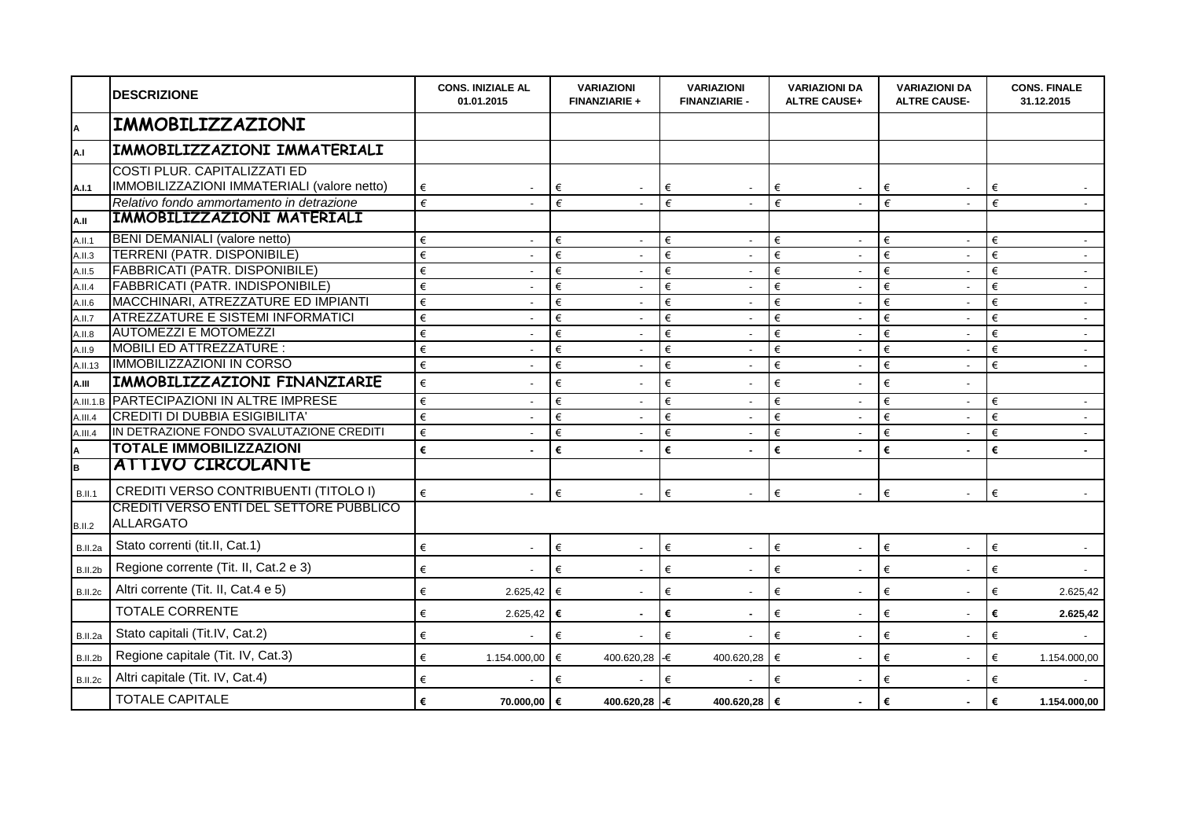| | DESCRIZIONE | CONS. INIZIALE AL 01.01.2015 | VARIAZIONI FINANZIARIE + | VARIAZIONI FINANZIARIE - | VARIAZIONI DA ALTRE CAUSE+ | VARIAZIONI DA ALTRE CAUSE- | CONS. FINALE 31.12.2015 |
|---|---|---|---|---|---|---|---|
| A | IMMOBILIZZAZIONI | | | | | | |
| A.I | IMMOBILIZZAZIONI IMMATERIALI | | | | | | |
| A.I.1 | COSTI PLUR. CAPITALIZZATI ED IMMOBILIZZAZIONI IMMATERIALI (valore netto) | € - | € - | € - | € - | € - | € - |
| | *Relativo fondo ammortamento in detrazione* | € - | € - | € - | € - | € - | € - |
| A.II | IMMOBILIZZAZIONI MATERIALI | | | | | | |
| A.II.1 | BENI DEMANIALI (valore netto) | € - | € - | € - | € - | € - | € - |
| A.II.3 | TERRENI (PATR. DISPONIBILE) | € - | € - | € - | € - | € - | € - |
| A.II.5 | FABBRICATI (PATR. DISPONIBILE) | € - | € - | € - | € - | € - | € - |
| A.II.4 | FABBRICATI (PATR. INDISPONIBILE) | € - | € - | € - | € - | € - | € - |
| A.II.6 | MACCHINARI, ATREZZATURE ED IMPIANTI | € - | € - | € - | € - | € - | € - |
| A.II.7 | ATREZZATURE E SISTEMI INFORMATICI | € - | € - | € - | € - | € - | € - |
| A.II.8 | AUTOMEZZI E MOTOMEZZI | € - | € - | € - | € - | € - | € - |
| A.II.9 | MOBILI ED ATTREZZATURE : | € - | € - | € - | € - | € - | € - |
| A.II.13 | IMMOBILIZZAZIONI IN CORSO | € - | € - | € - | € - | € - | € - |
| A.III | IMMOBILIZZAZIONI FINANZIARIE | € - | € - | € - | € - | € - | |
| A.III.1.B | PARTECIPAZIONI IN ALTRE IMPRESE | € - | € - | € - | € - | € - | € - |
| A.III.4 | CREDITI DI DUBBIA ESIGIBILITA' | € - | € - | € - | € - | € - | € - |
| A.III.4 | IN DETRAZIONE FONDO SVALUTAZIONE CREDITI | € - | € - | € - | € - | € - | € - |
| A | **TOTALE IMMOBILIZZAZIONI** | **€ -** | **€ -** | **€ -** | **€ -** | **€ -** | **€ -** |
| B | ATTIVO CIRCOLANTE | | | | | | |
| B.II.1 | CREDITI VERSO CONTRIBUENTI (TITOLO I) | € - | € - | € - | € - | € - | € - |
| B.II.2 | CREDITI VERSO ENTI DEL SETTORE PUBBLICO ALLARGATO | | | | | | |
| B.II.2a | Stato correnti (tit.II, Cat.1) | € - | € - | € - | € - | € - | € - |
| B.II.2b | Regione corrente (Tit. II, Cat.2 e 3) | € - | € - | € - | € - | € - | € - |
| B.II.2c | Altri corrente (Tit. II, Cat.4 e 5) | € 2.625,42 | € - | € - | € - | € - | € 2.625,42 |
| | TOTALE CORRENTE | € 2.625,42 | **€ -** | **€ -** | € - | € - | **€ 2.625,42** |
| B.II.2a | Stato capitali (Tit.IV, Cat.2) | € - | € - | € - | € - | € - | € - |
| B.II.2b | Regione capitale (Tit. IV, Cat.3) | € 1.154.000,00 | € 400.620,28 | -€ 400.620,28 | € - | € - | € 1.154.000,00 |
| B.II.2c | Altri capitale (Tit. IV, Cat.4) | € - | € - | € - | € - | € - | € - |
| | TOTALE CAPITALE | **€ 70.000,00** | **€ 400.620,28** | **-€ 400.620,28** | **€ -** | **€ -** | **€ 1.154.000,00** |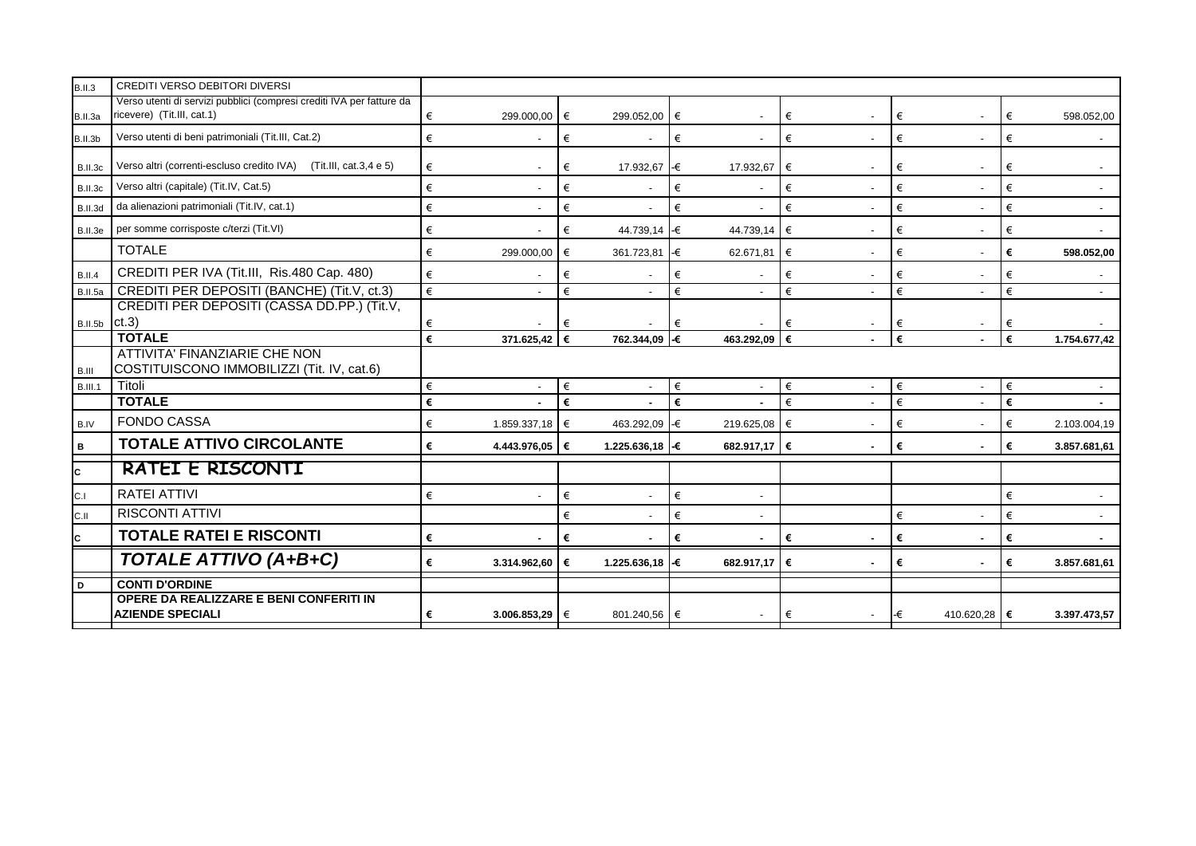| | | | | | | | |
|---|---|---|---|---|---|---|---|
| B.II.3 | CREDITI VERSO DEBITORI DIVERSI | | | | | | |
| B.II.3a | Verso utenti di servizi pubblici (compresi crediti IVA per fatture da ricevere) (Tit.III, cat.1) | € 299.000,00 | € 299.052,00 | € - | € - | € - | € 598.052,00 |
| B.II.3b | Verso utenti di beni patrimoniali (Tit.III, Cat.2) | € - | € - | € - | € - | € - | € - |
| B.II.3c | Verso altri (correnti-escluso credito IVA) (Tit.III, cat.3,4 e 5) | € - | € 17.932,67 | -€ 17.932,67 | € - | € - | € - |
| B.II.3c | Verso altri (capitale) (Tit.IV, Cat.5) | € - | € - | € - | € - | € - | € - |
| B.II.3d | da alienazioni patrimoniali (Tit.IV, cat.1) | € - | € - | € - | € - | € - | € - |
| B.II.3e | per somme corrisposte c/terzi (Tit.VI) | € - | € 44.739,14 | -€ 44.739,14 | € - | € - | € - |
| | TOTALE | € 299.000,00 | € 361.723,81 | -€ 62.671,81 | € - | € - | **€ 598.052,00** |
| B.II.4 | CREDITI PER IVA (Tit.III, Ris.480 Cap. 480) | € - | € - | € - | € - | € - | € - |
| B.II.5a | CREDITI PER DEPOSITI (BANCHE) (Tit.V, ct.3) | € - | € - | € - | € - | € - | € - |
| B.II.5b | CREDITI PER DEPOSITI (CASSA DD.PP.) (Tit.V, ct.3) | € - | € - | € - | € - | € - | € - |
| | **TOTALE** | **€ 371.625,42** | **€ 762.344,09** | **-€ 463.292,09** | **€ -** | **€ -** | **€ 1.754.677,42** |
| B.III | ATTIVITA' FINANZIARIE CHE NON COSTITUISCONO IMMOBILIZZI (Tit. IV, cat.6) | | | | | | |
| B.III.1 | Titoli | € - | € - | € - | € - | € - | € - |
| | **TOTALE** | **€ -** | **€ -** | **€ -** | € - | € - | **€ -** |
| B.IV | FONDO CASSA | € 1.859.337,18 | € 463.292,09 | -€ 219.625,08 | € - | € - | € 2.103.004,19 |
| **B** | **TOTALE ATTIVO CIRCOLANTE** | **€ 4.443.976,05** | **€ 1.225.636,18** | **-€ 682.917,17** | **€ -** | **€ -** | **€ 3.857.681,61** |
| **C** | **RATEI E RISCONTI** | | | | | | |
| C.I | RATEI ATTIVI | € - | € - | € - | | | € - |
| C.II | RISCONTI ATTIVI | | € - | € - | | € - | € - |
| **C** | **TOTALE RATEI E RISCONTI** | **€ -** | **€ -** | **€ -** | **€ -** | **€ -** | **€ -** |
| | ***TOTALE ATTIVO (A+B+C)*** | **€ 3.314.962,60** | **€ 1.225.636,18** | **-€ 682.917,17** | **€ -** | **€ -** | **€ 3.857.681,61** |
| **D** | **CONTI D'ORDINE** | | | | | | |
| | **OPERE DA REALIZZARE E BENI CONFERITI IN AZIENDE SPECIALI** | **€ 3.006.853,29** | € 801.240,56 | € - | € - | -€ 410.620,28 | **€ 3.397.473,57** |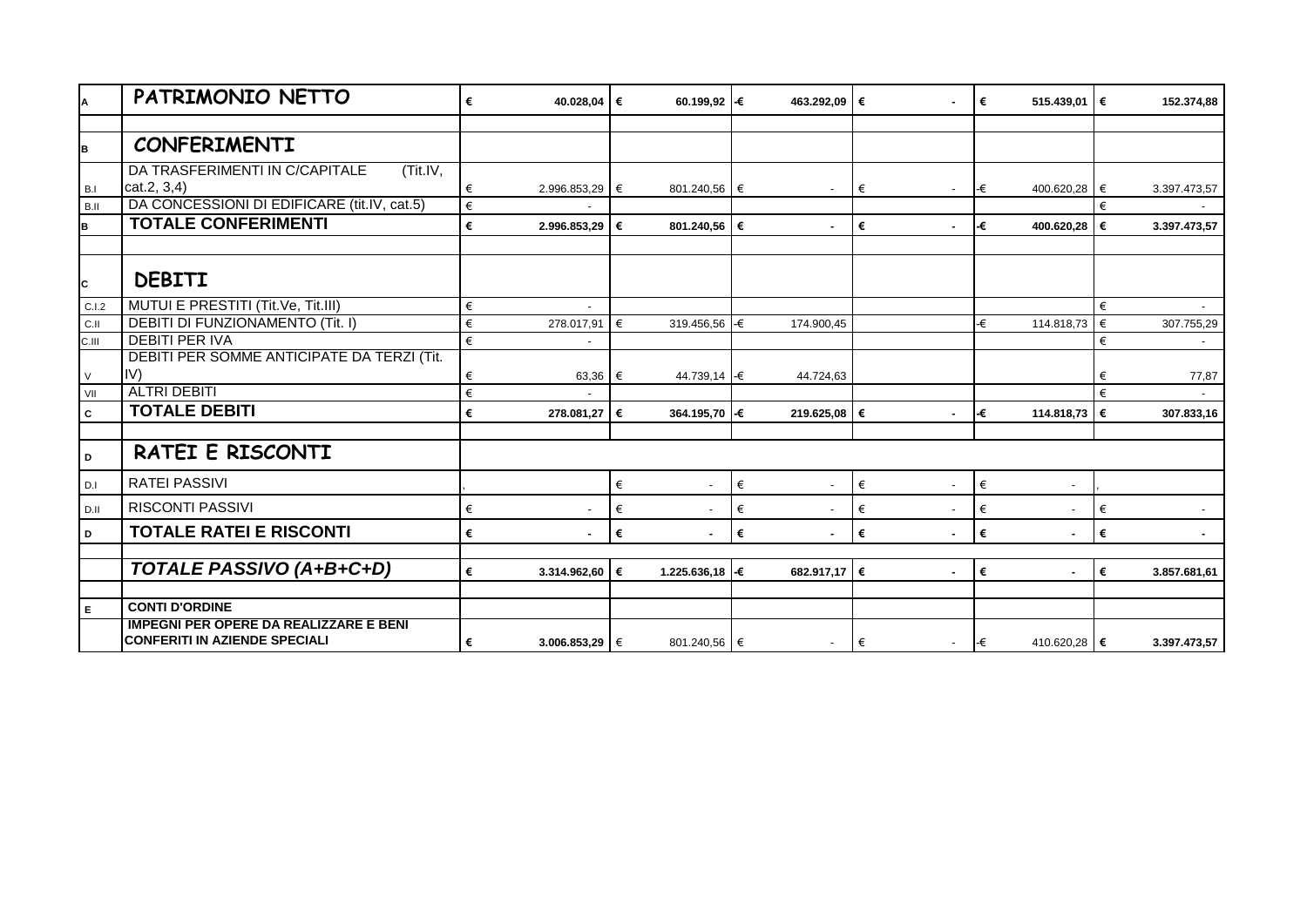| | | | | | | | |
|---|---|---|---|---|---|---|---|
| A | **PATRIMONIO NETTO** | € 40.028,04 | € 60.199,92 | -€ 463.292,09 | € - | € 515.439,01 | € 152.374,88 |
| | | | | | | | |
| B | **CONFERIMENTI** | | | | | | |
| B.I | DA TRASFERIMENTI IN C/CAPITALE (Tit.IV, cat.2, 3,4) | € 2.996.853,29 | € 801.240,56 | € - | € - | -€ 400.620,28 | € 3.397.473,57 |
| B.II | DA CONCESSIONI DI EDIFICARE (tit.IV, cat.5) | € - | | | | | € - |
| B | **TOTALE CONFERIMENTI** | **€ 2.996.853,29** | **€ 801.240,56** | **€ -** | **€ -** | **-€ 400.620,28** | **€ 3.397.473,57** |
| | | | | | | | |
| C | **DEBITI** | | | | | | |
| C.I.2 | MUTUI E PRESTITI (Tit.Ve, Tit.III) | € - | | | | | € - |
| C.II | DEBITI DI FUNZIONAMENTO (Tit. I) | € 278.017,91 | € 319.456,56 | -€ 174.900,45 | | -€ 114.818,73 | € 307.755,29 |
| C.III | DEBITI PER IVA | € - | | | | | € - |
| V | DEBITI PER SOMME ANTICIPATE DA TERZI (Tit. IV) | € 63,36 | € 44.739,14 | -€ 44.724,63 | | | € 77,87 |
| VII | ALTRI DEBITI | € - | | | | | € - |
| C | **TOTALE DEBITI** | **€ 278.081,27** | **€ 364.195,70** | **-€ 219.625,08** | **€ -** | **-€ 114.818,73** | **€ 307.833,16** |
| | | | | | | | |
| D | **RATEI E RISCONTI** | | | | | | |
| D.I | RATEI PASSIVI | , | € - | € - | € - | € - | , |
| D.II | RISCONTI PASSIVI | € - | € - | € - | € - | € - | € - |
| D | **TOTALE RATEI E RISCONTI** | **€ -** | **€ -** | **€ -** | **€ -** | **€ -** | **€ -** |
| | | | | | | | |
| | ***TOTALE PASSIVO (A+B+C+D)*** | **€ 3.314.962,60** | **€ 1.225.636,18** | **-€ 682.917,17** | **€ -** | **€ -** | **€ 3.857.681,61** |
| | | | | | | | |
| E | **CONTI D'ORDINE** | | | | | | |
| | **IMPEGNI PER OPERE DA REALIZZARE E BENI CONFERITI IN AZIENDE SPECIALI** | **€ 3.006.853,29** | € 801.240,56 | € - | € - | -€ 410.620,28 | **€ 3.397.473,57** |